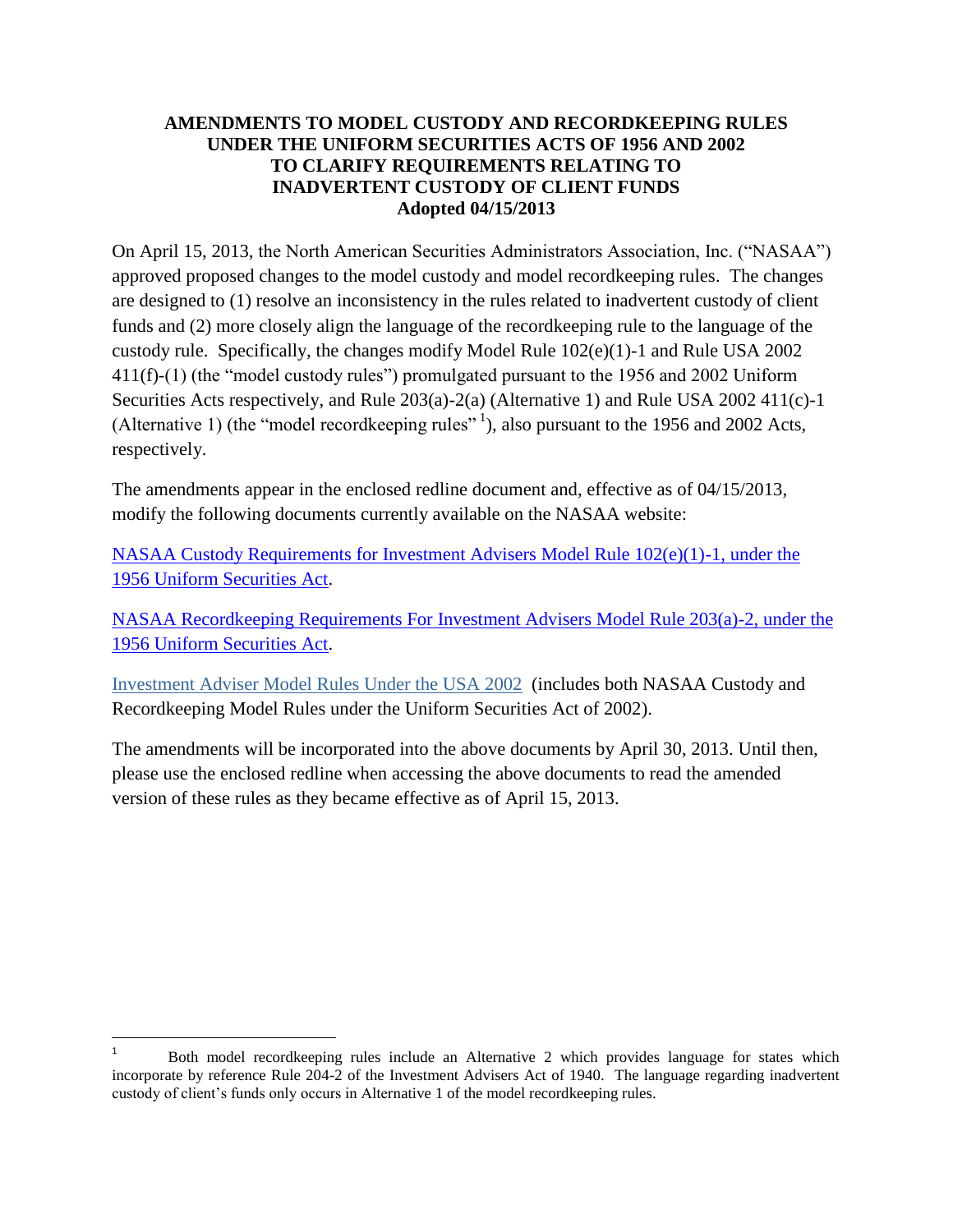# AMENDMENTS TO MODEL CUSTODY AND RECORDKEEPING RULES UNDER THE UNIFORM SECURITIES ACTS OF 1956 AND 2002 TO CLARIFY REQUIREMENTS RELATING TO INADVERTENT CUSTODY OF CLIENT FUNDS

**Adopted 04/15/2013**

On April 15, 2013, the North American Securities Administrators Association, Inc. ("NASAA") approved proposed changes to the model custody and model recordkeeping rules. The changes are designed to (1) resolve an inconsistency in the rules related to inadvertent custody of client funds and (2) more closely align the language of the recordkeeping rule to the language of the custody rule. Specifically, the changes modify Model Rule 102(e)(1)-1 and Rule USA 2002 411(f)-(1) (the "model custody rules") promulgated pursuant to the 1956 and 2002 Uniform Securities Acts respectively, and Rule 203(a)-2(a) (Alternative 1) and Rule USA 2002 411(c)-1 (Alternative 1) (the "model recordkeeping rules" [1]), also pursuant to the 1956 and 2002 Acts, respectively.

The amendments appear in the enclosed redline document and, effective as of 04/15/2013, modify the following documents currently available on the NASAA website:

NASAA Custody Requirements for Investment Advisers Model Rule 102(e)(1)-1, under the 1956 Uniform Securities Act.

NASAA Recordkeeping Requirements For Investment Advisers Model Rule 203(a)-2, under the 1956 Uniform Securities Act.

Investment Adviser Model Rules Under the USA 2002 (includes both NASAA Custody and Recordkeeping Model Rules under the Uniform Securities Act of 2002).

The amendments will be incorporated into the above documents by April 30, 2013. Until then, please use the enclosed redline when accessing the above documents to read the amended version of these rules as they became effective as of April 15, 2013.

---

[1] Both model recordkeeping rules include an Alternative 2 which provides language for states which incorporate by reference Rule 204-2 of the Investment Advisers Act of 1940. The language regarding inadvertent custody of client's funds only occurs in Alternative 1 of the model recordkeeping rules.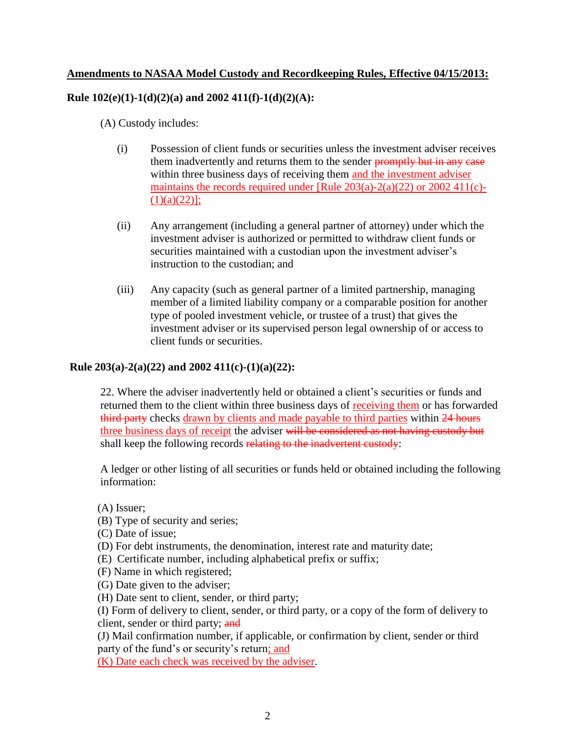**Amendments to NASAA Model Custody and Recordkeeping Rules, Effective 04/15/2013:**

**Rule 102(e)(1)-1(d)(2)(a) and 2002 411(f)-1(d)(2)(A):**

(A) Custody includes:

(i) Possession of client funds or securities unless the investment adviser receives them inadvertently and returns them to the sender ~~promptly but in any case~~ within three business days of receiving them <u>and the investment adviser maintains the records required under [Rule 203(a)-2(a)(22) or 2002 411(c)-(1)(a)(22)];</u>

(ii) Any arrangement (including a general partner of attorney) under which the investment adviser is authorized or permitted to withdraw client funds or securities maintained with a custodian upon the investment adviser's instruction to the custodian; and

(iii) Any capacity (such as general partner of a limited partnership, managing member of a limited liability company or a comparable position for another type of pooled investment vehicle, or trustee of a trust) that gives the investment adviser or its supervised person legal ownership of or access to client funds or securities.

**Rule 203(a)-2(a)(22) and 2002 411(c)-(1)(a)(22):**

22. Where the adviser inadvertently held or obtained a client's securities or funds and returned them to the client within three business days of <u>receiving them</u> or has forwarded ~~third party~~ checks <u>drawn by clients and made payable to third parties</u> within ~~24 hours~~ <u>three business days of receipt</u> the adviser ~~will be considered as not having custody but~~ shall keep the following records ~~relating to the inadvertent custody~~:

A ledger or other listing of all securities or funds held or obtained including the following information:

(A) Issuer;
(B) Type of security and series;
(C) Date of issue;
(D) For debt instruments, the denomination, interest rate and maturity date;
(E) Certificate number, including alphabetical prefix or suffix;
(F) Name in which registered;
(G) Date given to the adviser;
(H) Date sent to client, sender, or third party;
(I) Form of delivery to client, sender, or third party, or a copy of the form of delivery to client, sender or third party; ~~and~~
(J) Mail confirmation number, if applicable, or confirmation by client, sender or third party of the fund's or security's return<u>; and</u>
<u>(K) Date each check was received by the adviser</u>.